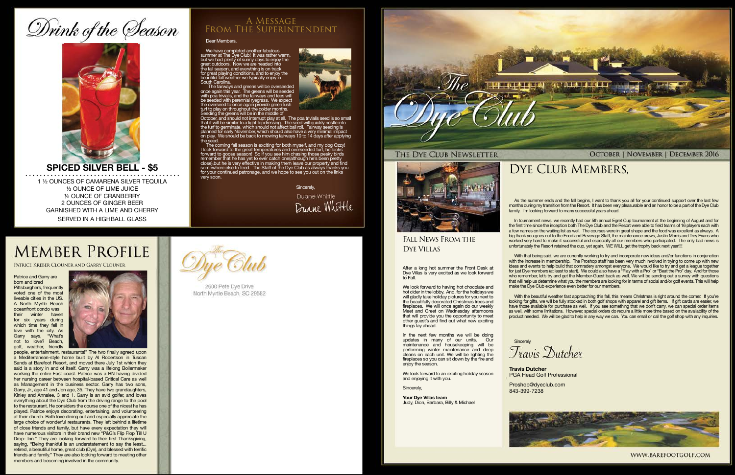# Drink of the Season

## SPICED SILVER BELL - $5

1 ½ OUNCES OF CAMARENA SILVER TEQUILA
½ OUNCE OF LIME JUICE
½ OUNCE OF CRANBERRY
2 OUNCES OF GINGER BEER
GARNISHED WITH A LIME AND CHERRY
SERVED IN A HIGHBALL GLASS

# A Message From The Superintendent

Dear Members,

We have completed another fabulous summer at The Dye Club! It was rather warm, but we had plenty of sunny days to enjoy the great outdoors. Now we are headed into the fall season, and everything is on track for great playing conditions, and to enjoy the beautiful fall weather we typically enjoy in South Carolina.

The fairways and greens will be overseeded once again this year. The greens will be seeded with poa trivialis, and the fairways and tees will be seeded with perennial ryegrass. We expect the overseed to once again provide green lush turf to play on throughout the colder months. Seeding the greens will be in the middle of October, and should not interrupt play at all. The poa trivialis seed is so small that it will be similar to a light topdressing. The seed will quickly nestle into the turf to germinate, which should not affect ball roll. Fairway seeding is planned for early November, which should also have a very minimal impact on play. We should be back to mowing fairways 10 to 14 days after applying the seed.

The coming fall season is exciting for both myself, and my dog Ozzy! I look forward to the great temperatures and overseeded turf, he looks forward to goose season! So if you see him chasing those pesky birds remember that he has yet to ever catch one(although he's been pretty close),but he is very effective in making them leave our property and find somewhere else to feed. The Staff of the Dye Club as always thanks you for your continued patronage, and we hope to see you out on the links very soon.

Sincerely,

Duane Whittle

# Member Profile

Patrice Kreber Clouner and Garry Clouner

Patrice and Garry are born and bred Pittsburghers, frequently voted one of the most liveable cities in the US. A North Myrtle Beach oceanfront condo was their winter haven for six years during which time they fell in love with the city. As Garry says, "What's not to love? Beach, golf, weather, friendly people, entertainment, restaurants!" The two finally agreed upon a Mediterranean-style home built by Al Robertson in Tuscan Sands at Barefoot Resort, and moved there July 1st which they said is a story in and of itself. Garry was a lifelong Boilermaker working the entire East coast. Patrice was a RN having divided her nursing career between hospital-based Critical Care as well as Management in the business sector. Garry has two sons, Garry, Jr., age 41 and Jon age, 35. They have two grandaughters, Kinley and Annalee, 3 and 1. Garry is an avid golfer, and loves everything about the Dye Club from the driving range to the pool to the restaurant. He considers the course one of the nicest he has played. Patrice enjoys decorating, entertaining, and volunteering at their church. Both love dining out and especially appreciate the large choice of wonderful restaurants. They left behind a lifetime of close friends and family, but have every expectation they will have numerous visitors in their brand new "P&G's Flip Flop Till U Drop- Inn." They are looking forward to their first Thanksgiving, saying, "Being thankful is an understatement to say the least... retired, a beautiful home, great club (Dye), and blessed with terrific friends and family." They are also looking forward to meeting other members and becoming involved in the community.

The Dye Club
2600 Pete Dye Drive
North Myrtle Beach, SC 29582

# The Dye Club

The Dye Club Newsletter — October | November | December 2016

## Fall News From The Dye Villas

After a long hot summer the Front Desk at Dye Villas is very excited as we look forward to Fall.

We look forward to having hot chocolate and hot cider in the lobby. And, for the holidays we will gladly take holiday pictures for you next to the beautifully decorated Christmas trees and fireplaces. We will once again do our weekly Meet and Greet on Wednesday afternoons that will provide you the opportunity to meet other guest's and find out what new exciting things lay ahead.

In the next few months we will be doing updates in many of our units. Our maintenance and housekeeping will be performing winter maintenance and deep cleans on each unit. We will be lighting the fireplaces so you can sit down by the fire and enjoy the season.

We look forward to an exciting holiday season and enjoying it with you.

Sincerely,

**Your Dye Villas team**
Judy, Dion, Barbara, Billy & Michael

## Dye Club Members,

As the summer ends and the fall begins, I want to thank you all for your continued support over the last few months during my transition from the Resort. It has been very pleasurable and an honor to be a part of the Dye Club family. I'm looking forward to many successful years ahead.

In tournament news, we recently had our 5th annual Egret Cup tournament at the beginning of August and for the first time since the inception both The Dye Club and the Resort were able to field teams of 16 players each with a few names on the waiting list as well. The courses were in great shape and the food was excellent as always. A big thank you goes out to the Food and Beverage Staff, the maintenance crews, Justin Morris and Trey Evans who worked very hard to make it successful and especially all our members who participated. The only bad news is unfortunately the Resort retained the cup, yet again. WE WILL get the trophy back next year!!!!

With that being said, we are currently working to try and incorporate new ideas and/or functions in conjunction with the increase in membership. The Proshop staff has been very much involved in trying to come up with new ideas and events to help build that comradery amongst everyone. We would like to try and get a league together for just Dye members (at least to start). We could also have a "Play with a Pro" or "Beat the Pro" day. And for those who remember, let's try and get the Member-Guest back as well. We will be sending out a survey with questions that will help us determine what you the members are looking for in terms of social and/or golf events. This will help make the Dye Club experience even better for our members.

With the beautiful weather fast approaching this fall, this means Christmas is right around the corner. If you're looking for gifts, we will be fully stocked in both golf shops with apparel and gift items. If gift cards are easier, we have those available for purchase as well. If you see something that we don't carry, we can special order items as well, with some limitations. However, special orders do require a little more time based on the availability of the product needed. We will be glad to help in any way we can. You can email or call the golf shop with any inquiries.

Sincerely,

Travis Dutcher

**Travis Dutcher**
PGA Head Golf Professional

Proshop@dyeclub.com
843-399-7238

WWW.BAREFOOTGOLF.COM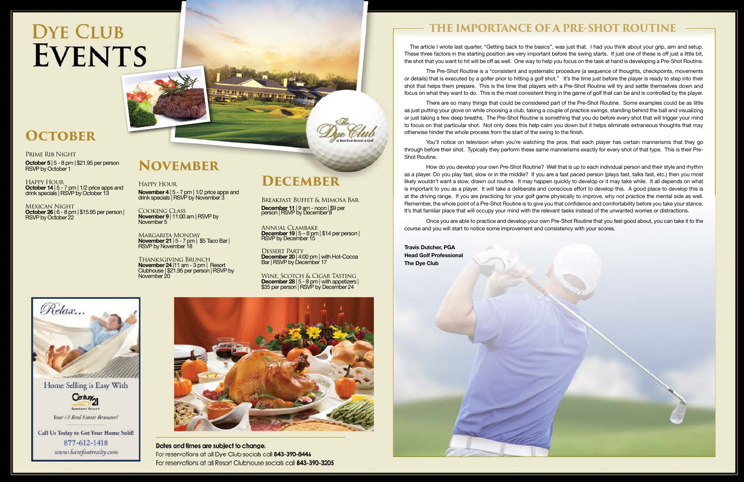# Dye Club Events

## October

### Prime Rib Night

**October 5** | 5 - 8 pm | $21.95 per person
RSVP by October 1

### Happy Hour

**October 14** | 5 - 7 pm | 1/2 price apps and drink specials | RSVP by October 13

### Mexican Night

**October 26** | 6 - 8 pm | $15.95 per person | RSVP by October 22

## November

### Happy Hour

**November 4** | 5 - 7 pm | 1/2 price apps and drink specials | RSVP by November 3

### Cooking Class

**November 9** | 11:00 am | RSVP by November 5

### Margarita Monday

**November 21** | 5 - 7 pm | $5 Taco Bar | RSVP by November 18

### Thanksgiving Brunch

**November 24** | 11 am - 3 pm | Resort Clubhouse | $21.95 per person | RSVP by November 20

## December

### Breakfast Buffet & Mimosa Bar

**December 11** | 9 am - noon | $9 per person | RSVP by December 8

### Annual Clambake

**December 19** | 5 – 8 pm | $14 per person | RSVP by December 15

### Dessert Party

**December 20** | 4:00 pm | with Hot-Cocoa Bar | RSVP by December 17

### Wine, Scotch & Cigar Tasting

**December 28** | 5 - 8 pm | with appetizers | $35 per person | RSVP by December 24

Relax...

Home Selling is Easy With Century 21 Barefoot Realty

Your #1 Real Estate Resource!

Call Us Today to Get Your Home Sold!
877-612-1418
www.barefootrealty.com

**Dates and times are subject to change.**
For reservations at all Dye Club socials call **843-390-8446**
For reservations at all Resort Clubhouse socials call **843-390-3205**

# The Importance of a Pre-Shot Routine

The article I wrote last quarter, "Getting back to the basics", was just that. I had you think about your grip, aim and setup. These three factors in the starting position are very important before the swing starts. If just one of these is off just a little bit, the shot that you want to hit will be off as well. One way to help you focus on the task at hand is developing a Pre-Shot Routine.

The Pre-Shot Routine is a "consistent and systematic procedure (a sequence of thoughts, checkpoints, movements or details) that is executed by a golfer prior to hitting a golf shot." It's the time just before the player is ready to step into their shot that helps them prepare. This is the time that players with a Pre-Shot Routine will try and settle themselves down and focus on what they want to do. This is the most consistent thing in the game of golf that can be and is controlled by the player.

There are so many things that could be considered part of the Pre-Shot Routine. Some examples could be as little as just putting your glove on while choosing a club, taking a couple of practice swings, standing behind the ball and visualizing or just taking a few deep breaths. The Pre-Shot Routine is something that you do before every shot that will trigger your mind to focus on that particular shot. Not only does this help calm you down but it helps eliminate extraneous thoughts that may otherwise hinder the whole process from the start of the swing to the finish.

You'll notice on television when you're watching the pros, that each player has certain mannerisms that they go through before their shot. Typically they perform these same mannerisms exactly for every shot of that type. This is their Pre-Shot Routine.

How do you develop your own Pre-Shot Routine? Well that is up to each individual person and their style and rhythm as a player. Do you play fast, slow or in the middle? If you are a fast paced person (plays fast, talks fast, etc.) then you most likely wouldn't want a slow, drawn out routine. It may happen quickly to develop or it may take while. It all depends on what is important to you as a player. It will take a deliberate and conscious effort to develop this. A good place to develop this is at the driving range. If you are practicing for your golf game physically to improve, why not practice the mental side as well. Remember, the whole point of a Pre-Shot Routine is to give you that confidence and comfortability before you take your stance. It's that familiar place that will occupy your mind with the relevant tasks instead of the unwanted worries or distractions.

Once you are able to practice and develop your own Pre-Shot Routine that you feel good about, you can take it to the course and you will start to notice some improvement and consistency with your scores.

**Travis Dutcher, PGA**
**Head Golf Professional**
**The Dye Club**